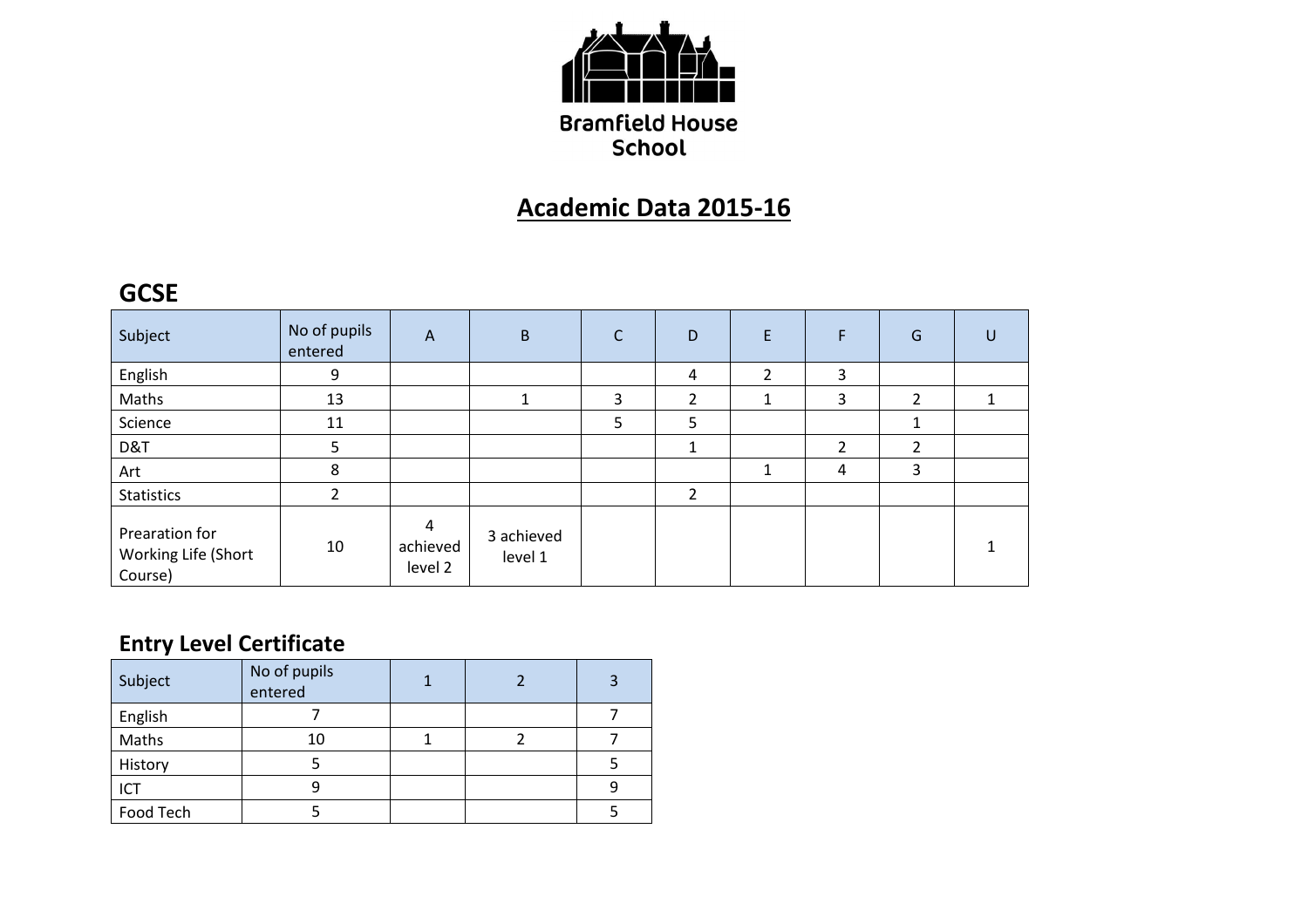Bramfield House School

# Academic Data 2015-16

## GCSE

| Subject | No of pupils entered | A | B | C | D | E | F | G | U |
|---|---|---|---|---|---|---|---|---|---|
| English | 9 | | | | 4 | 2 | 3 | | |
| Maths | 13 | | 1 | 3 | 2 | 1 | 3 | 2 | 1 |
| Science | 11 | | | 5 | 5 | | | 1 | |
| D&T | 5 | | | | 1 | | 2 | 2 | |
| Art | 8 | | | | | 1 | 4 | 3 | |
| Statistics | 2 | | | | 2 | | | | |
| Prearation for Working Life (Short Course) | 10 | 4 achieved level 2 | 3 achieved level 1 | | | | | | 1 |

## Entry Level Certificate

| Subject | No of pupils entered | 1 | 2 | 3 |
|---|---|---|---|---|
| English | 7 | | | 7 |
| Maths | 10 | 1 | 2 | 7 |
| History | 5 | | | 5 |
| ICT | 9 | | | 9 |
| Food Tech | 5 | | | 5 |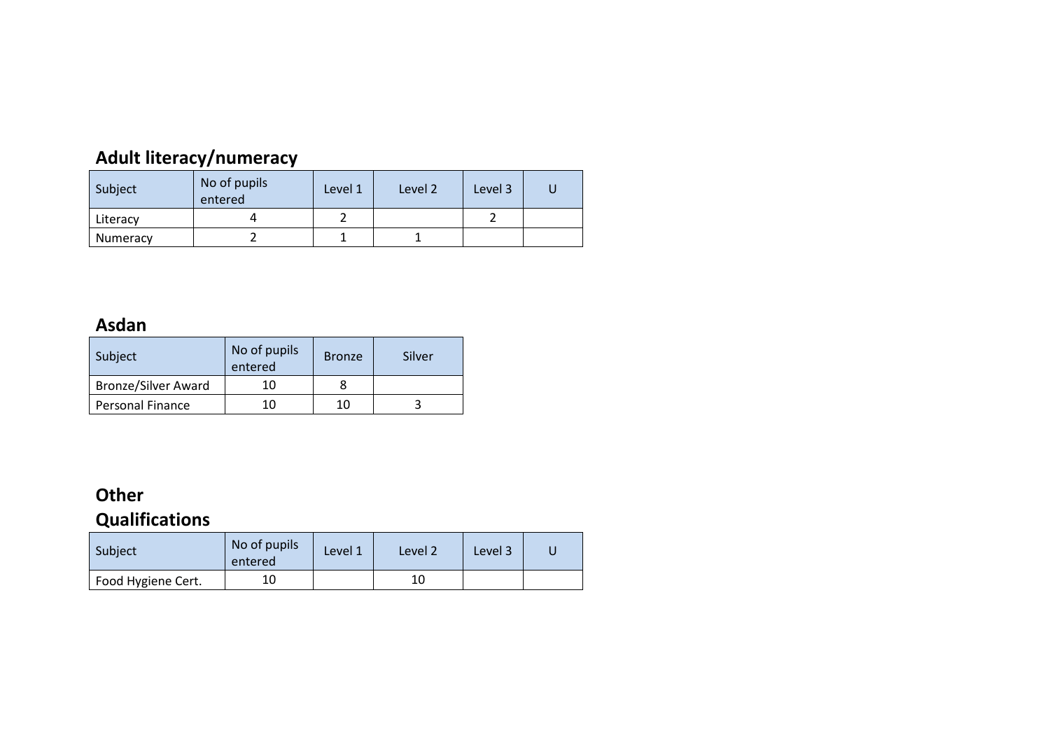## Adult literacy/numeracy

| Subject | No of pupils entered | Level 1 | Level 2 | Level 3 | U |
| --- | --- | --- | --- | --- | --- |
| Literacy | 4 | 2 | | 2 | |
| Numeracy | 2 | 1 | 1 | | |

## Asdan

| Subject | No of pupils entered | Bronze | Silver |
| --- | --- | --- | --- |
| Bronze/Silver Award | 10 | 8 | |
| Personal Finance | 10 | 10 | 3 |

## Other Qualifications

| Subject | No of pupils entered | Level 1 | Level 2 | Level 3 | U |
| --- | --- | --- | --- | --- | --- |
| Food Hygiene Cert. | 10 | | 10 | | |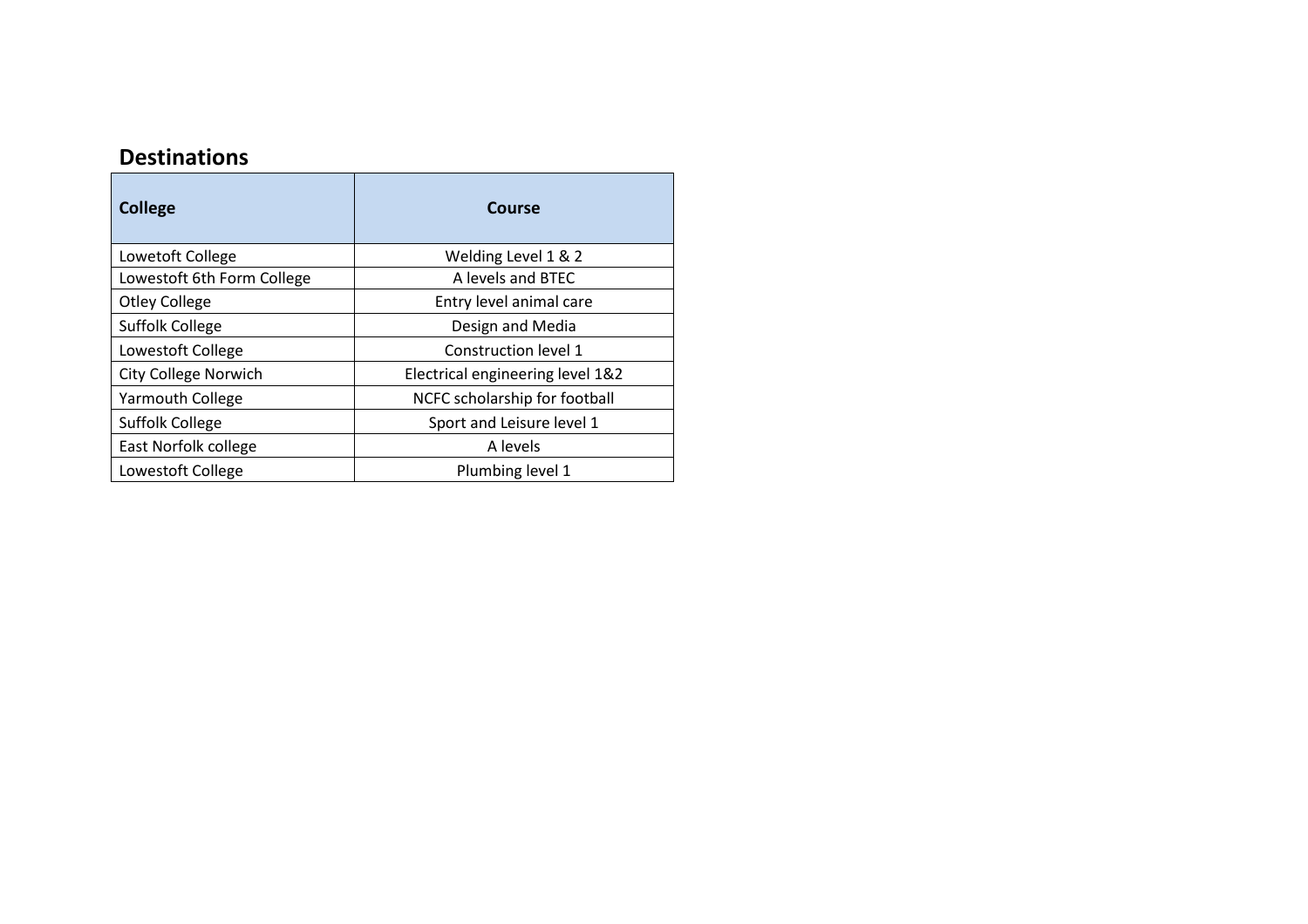## Destinations

| College | Course |
|---|---|
| Lowetoft College | Welding Level 1 & 2 |
| Lowestoft 6th Form College | A levels and BTEC |
| Otley College | Entry level animal care |
| Suffolk College | Design and Media |
| Lowestoft College | Construction level 1 |
| City College Norwich | Electrical engineering level 1&2 |
| Yarmouth College | NCFC scholarship for football |
| Suffolk College | Sport and Leisure level 1 |
| East Norfolk college | A levels |
| Lowestoft College | Plumbing level 1 |